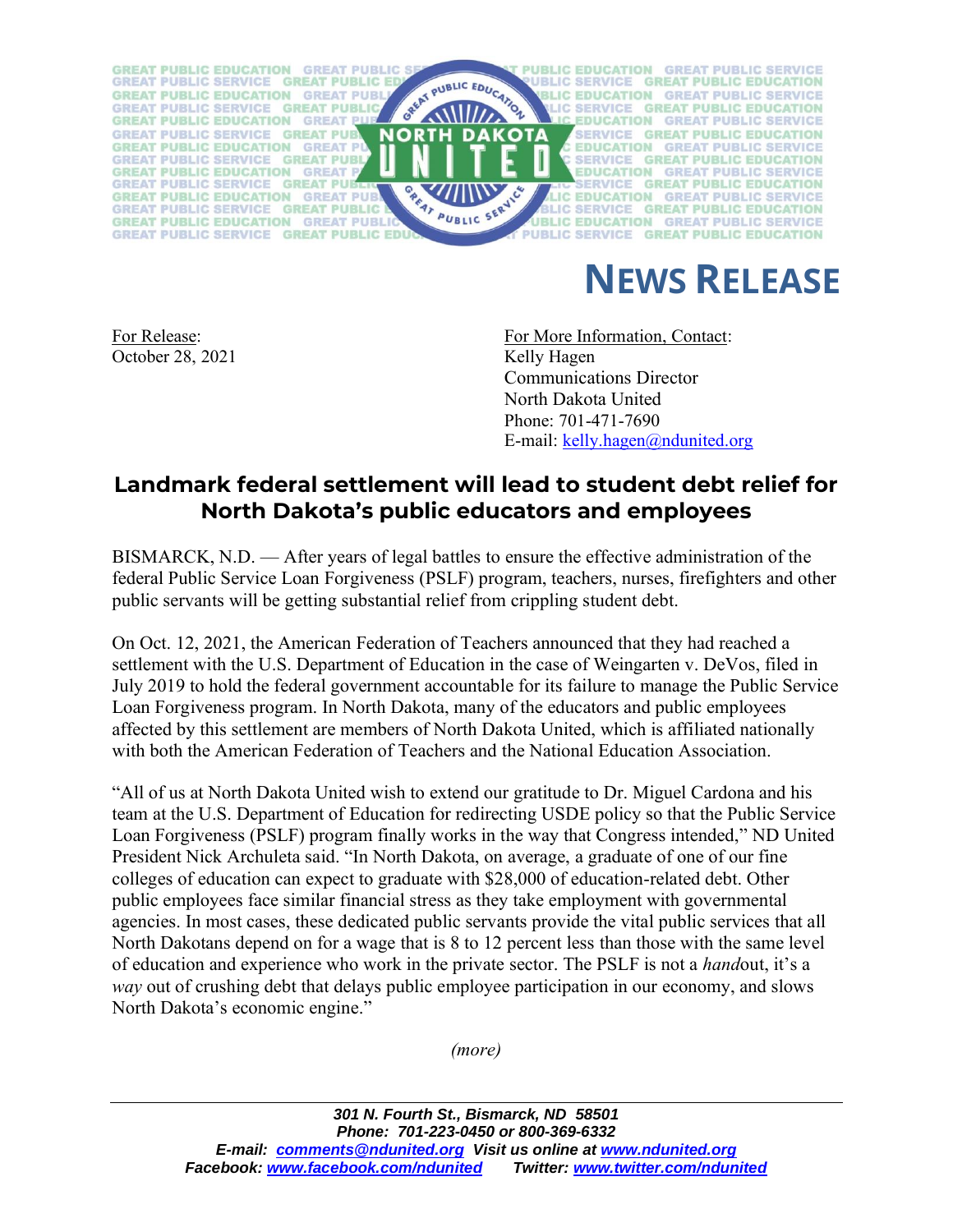# NEWS RELEASE

For Release:
October 28, 2021

For More Information, Contact:
Kelly Hagen
Communications Director
North Dakota United
Phone: 701-471-7690
E-mail: kelly.hagen@ndunited.org

## Landmark federal settlement will lead to student debt relief for North Dakota's public educators and employees

BISMARCK, N.D. — After years of legal battles to ensure the effective administration of the federal Public Service Loan Forgiveness (PSLF) program, teachers, nurses, firefighters and other public servants will be getting substantial relief from crippling student debt.

On Oct. 12, 2021, the American Federation of Teachers announced that they had reached a settlement with the U.S. Department of Education in the case of Weingarten v. DeVos, filed in July 2019 to hold the federal government accountable for its failure to manage the Public Service Loan Forgiveness program. In North Dakota, many of the educators and public employees affected by this settlement are members of North Dakota United, which is affiliated nationally with both the American Federation of Teachers and the National Education Association.

"All of us at North Dakota United wish to extend our gratitude to Dr. Miguel Cardona and his team at the U.S. Department of Education for redirecting USDE policy so that the Public Service Loan Forgiveness (PSLF) program finally works in the way that Congress intended," ND United President Nick Archuleta said. "In North Dakota, on average, a graduate of one of our fine colleges of education can expect to graduate with $28,000 of education-related debt. Other public employees face similar financial stress as they take employment with governmental agencies. In most cases, these dedicated public servants provide the vital public services that all North Dakotans depend on for a wage that is 8 to 12 percent less than those with the same level of education and experience who work in the private sector. The PSLF is not a *hand*out, it's a *way* out of crushing debt that delays public employee participation in our economy, and slows North Dakota's economic engine."

*(more)*

301 N. Fourth St., Bismarck, ND 58501
Phone: 701-223-0450 or 800-369-6332
E-mail: comments@ndunited.org Visit us online at www.ndunited.org
Facebook: www.facebook.com/ndunited Twitter: www.twitter.com/ndunited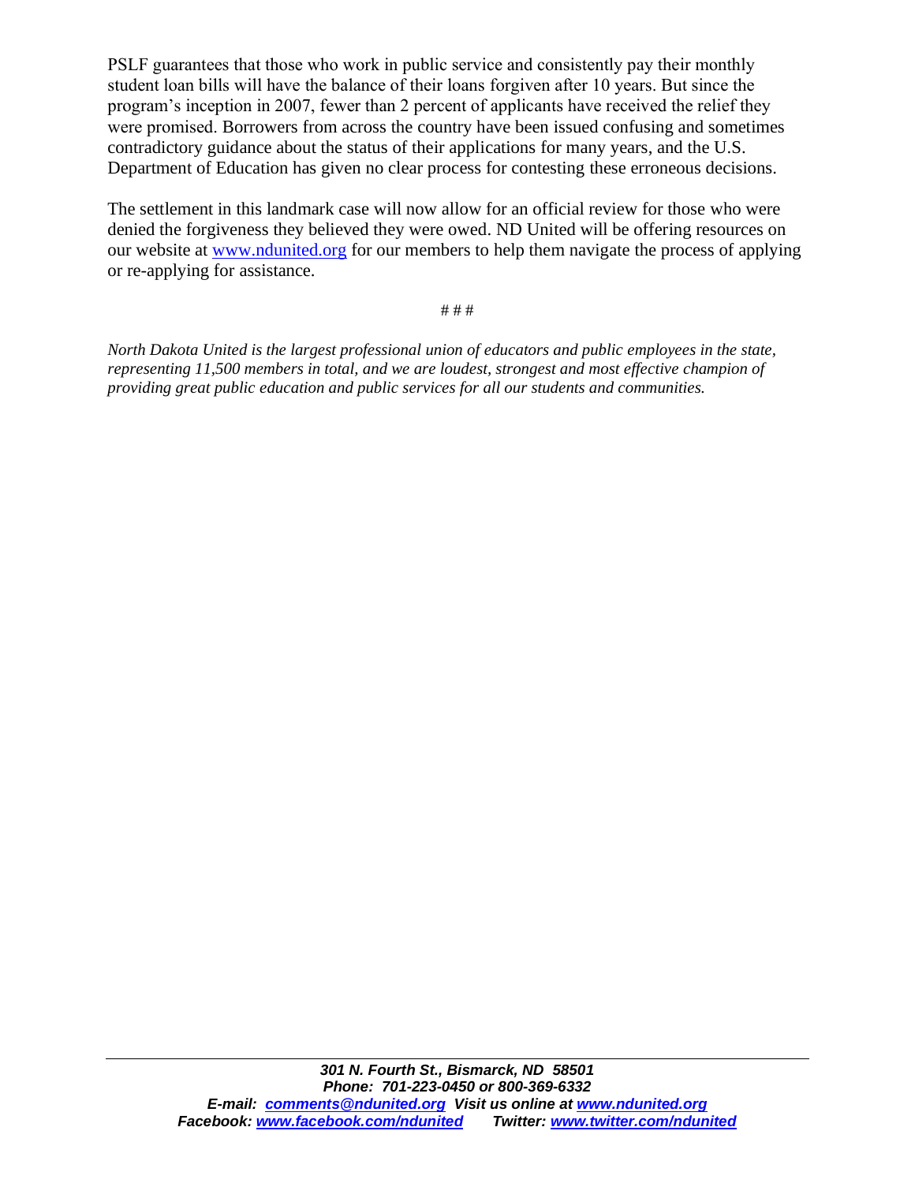PSLF guarantees that those who work in public service and consistently pay their monthly student loan bills will have the balance of their loans forgiven after 10 years. But since the program's inception in 2007, fewer than 2 percent of applicants have received the relief they were promised. Borrowers from across the country have been issued confusing and sometimes contradictory guidance about the status of their applications for many years, and the U.S. Department of Education has given no clear process for contesting these erroneous decisions.

The settlement in this landmark case will now allow for an official review for those who were denied the forgiveness they believed they were owed. ND United will be offering resources on our website at [www.ndunited.org](http://www.ndunited.org) for our members to help them navigate the process of applying or re-applying for assistance.

# # #

*North Dakota United is the largest professional union of educators and public employees in the state, representing 11,500 members in total, and we are loudest, strongest and most effective champion of providing great public education and public services for all our students and communities.*

***301 N. Fourth St., Bismarck, ND 58501***
***Phone: 701-223-0450 or 800-369-6332***
***E-mail: [comments@ndunited.org](mailto:comments@ndunited.org) Visit us online at [www.ndunited.org](http://www.ndunited.org)***
***Facebook: [www.facebook.com/ndunited](http://www.facebook.com/ndunited) Twitter: [www.twitter.com/ndunited](http://www.twitter.com/ndunited)***